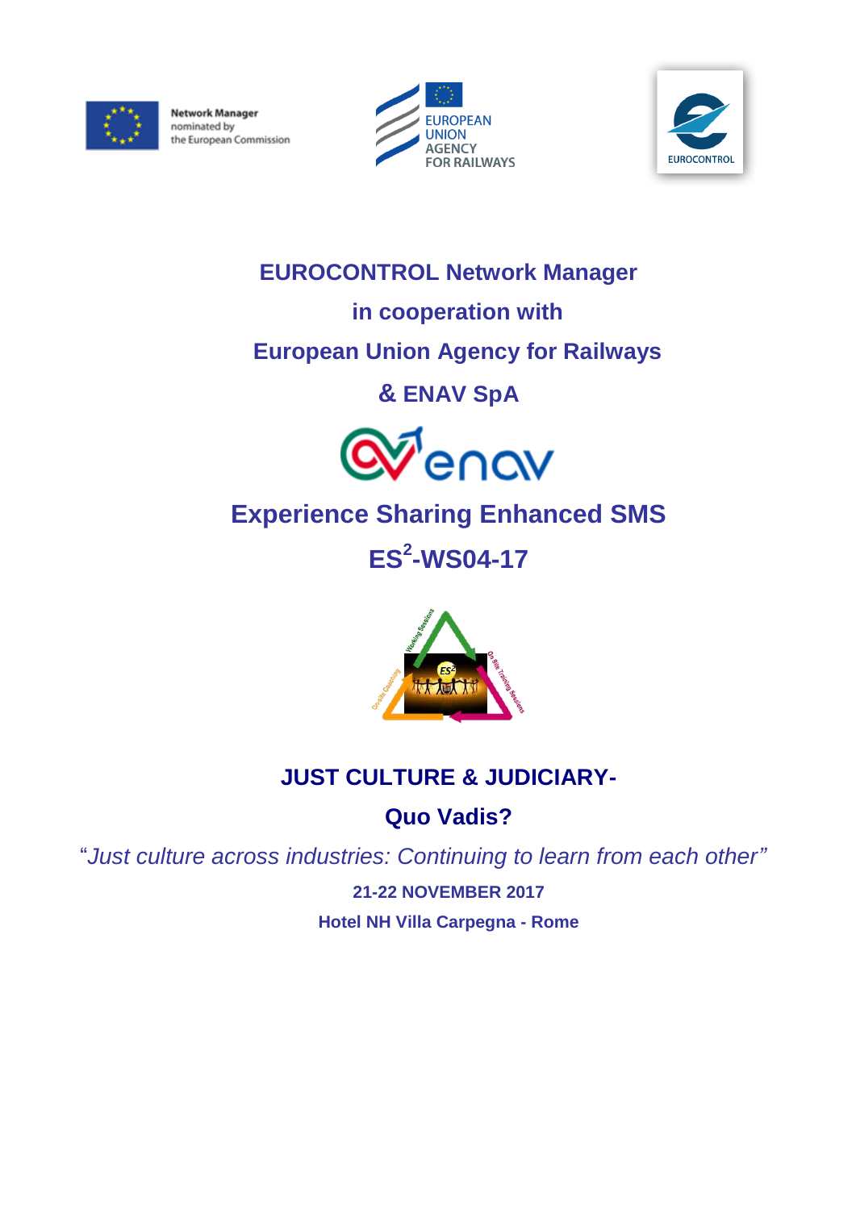Network Manager nominated by the European Commission

EUROPEAN UNION AGENCY FOR RAILWAYS

EUROCONTROL

**EUROCONTROL Network Manager**

**in cooperation with**

**European Union Agency for Railways**

**& ENAV SpA**

# Experience Sharing Enhanced SMS

# ES$^2$-WS04-17

## JUST CULTURE & JUDICIARY-

## Quo Vadis?

*"Just culture across industries: Continuing to learn from each other"*

**21-22 NOVEMBER 2017**

**Hotel NH Villa Carpegna - Rome**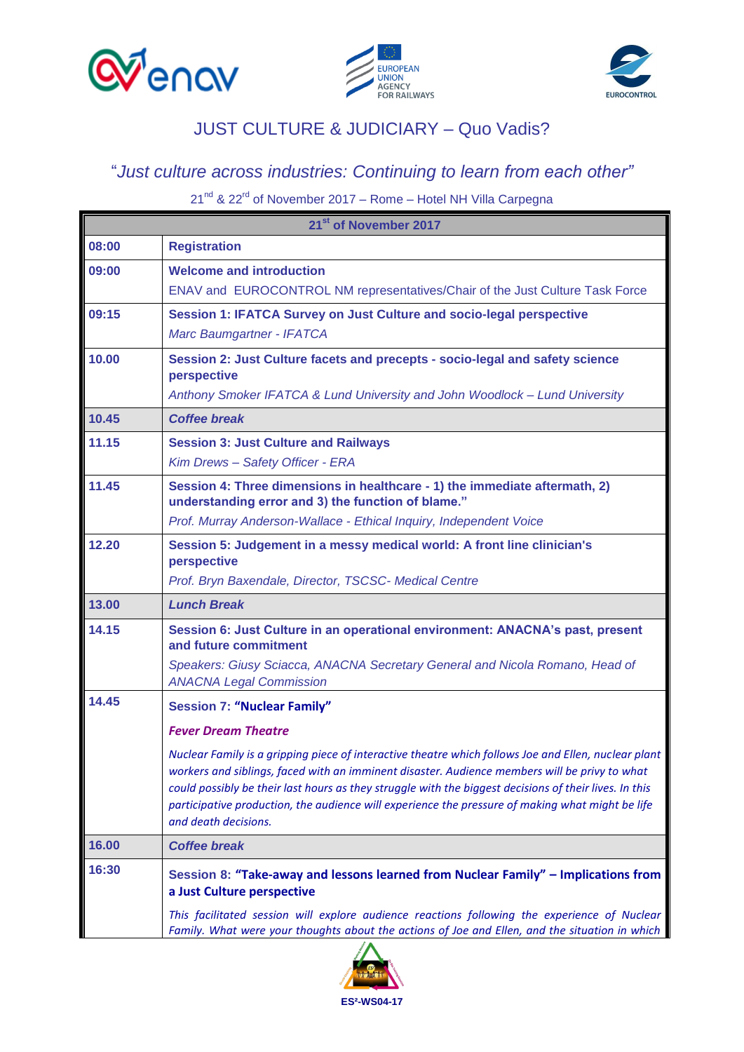# JUST CULTURE & JUDICIARY – Quo Vadis?

## "*Just culture across industries: Continuing to learn from each other*"

21st & 22rd of November 2017 – Rome – Hotel NH Villa Carpegna

| 21st of November 2017 | |
|---|---|
| **08:00** | **Registration** |
| **09:00** | **Welcome and introduction**<br>ENAV and EUROCONTROL NM representatives/Chair of the Just Culture Task Force |
| **09:15** | **Session 1: IFATCA Survey on Just Culture and socio-legal perspective**<br>*Marc Baumgartner - IFATCA* |
| **10.00** | **Session 2: Just Culture facets and precepts - socio-legal and safety science perspective**<br>*Anthony Smoker IFATCA & Lund University and John Woodlock – Lund University* |
| **10.45** | ***Coffee break*** |
| **11.15** | **Session 3: Just Culture and Railways**<br>*Kim Drews – Safety Officer - ERA* |
| **11.45** | **Session 4: Three dimensions in healthcare - 1) the immediate aftermath, 2) understanding error and 3) the function of blame."**<br>*Prof. Murray Anderson-Wallace - Ethical Inquiry, Independent Voice* |
| **12.20** | **Session 5: Judgement in a messy medical world: A front line clinician's perspective**<br>*Prof. Bryn Baxendale, Director, TSCSC- Medical Centre* |
| **13.00** | ***Lunch Break*** |
| **14.15** | **Session 6: Just Culture in an operational environment: ANACNA's past, present and future commitment**<br>*Speakers: Giusy Sciacca, ANACNA Secretary General and Nicola Romano, Head of ANACNA Legal Commission* |
| **14.45** | **Session 7: "Nuclear Family"**<br>***Fever Dream Theatre***<br>*Nuclear Family is a gripping piece of interactive theatre which follows Joe and Ellen, nuclear plant workers and siblings, faced with an imminent disaster. Audience members will be privy to what could possibly be their last hours as they struggle with the biggest decisions of their lives. In this participative production, the audience will experience the pressure of making what might be life and death decisions.* |
| **16.00** | ***Coffee break*** |
| **16:30** | **Session 8: "Take-away and lessons learned from Nuclear Family" – Implications from a Just Culture perspective**<br>*This facilitated session will explore audience reactions following the experience of Nuclear Family. What were your thoughts about the actions of Joe and Ellen, and the situation in which* |

ES²-WS04-17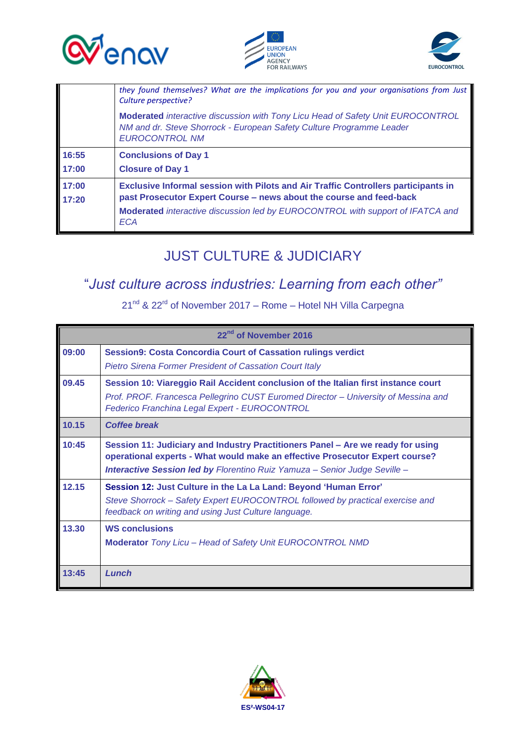| | |
|---|---|
| | *they found themselves? What are the implications for you and your organisations from Just Culture perspective?*<br>**Moderated** *interactive discussion with Tony Licu Head of Safety Unit EUROCONTROL NM and dr. Steve Shorrock - European Safety Culture Programme Leader EUROCONTROL NM* |
| **16:55**<br>**17:00** | **Conclusions of Day 1**<br>**Closure of Day 1** |
| **17:00**<br>**17:20** | **Exclusive Informal session with Pilots and Air Traffic Controllers participants in past Prosecutor Expert Course – news about the course and feed-back**<br>**Moderated** *interactive discussion led by EUROCONTROL with support of IFATCA and ECA* |

# JUST CULTURE & JUDICIARY

## "*Just culture across industries: Learning from each other*"

21nd & 22rd of November 2017 – Rome – Hotel NH Villa Carpegna

| 22nd of November 2016 | |
|---|---|
| **09:00** | **Session9: Costa Concordia Court of Cassation rulings verdict**<br>*Pietro Sirena Former President of Cassation Court Italy* |
| **09.45** | **Session 10: Viareggio Rail Accident conclusion of the Italian first instance court**<br>*Prof. PROF. Francesca Pellegrino CUST Euromed Director – University of Messina and Federico Franchina Legal Expert - EUROCONTROL* |
| **10.15** | ***Coffee break*** |
| **10:45** | **Session 11: Judiciary and Industry Practitioners Panel – Are we ready for using operational experts - What would make an effective Prosecutor Expert course?**<br>***Interactive Session led by*** *Florentino Ruiz Yamuza – Senior Judge Seville –* |
| **12.15** | **Session 12: Just Culture in the La La Land: Beyond 'Human Error'**<br>*Steve Shorrock – Safety Expert EUROCONTROL followed by practical exercise and feedback on writing and using Just Culture language.* |
| **13.30** | **WS conclusions**<br>**Moderator** *Tony Licu – Head of Safety Unit EUROCONTROL NMD* |
| **13:45** | ***Lunch*** |

ES²-WS04-17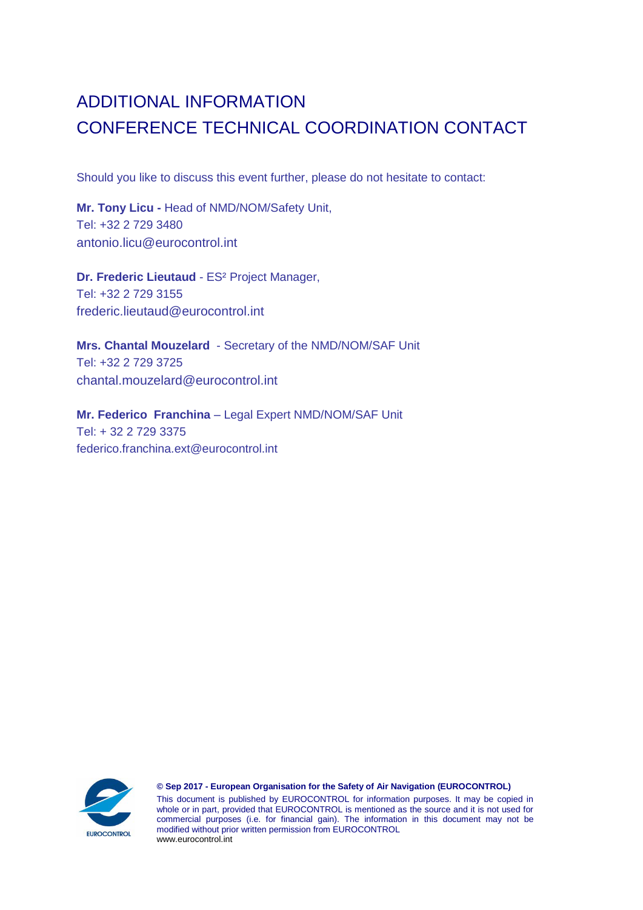# ADDITIONAL INFORMATION
# CONFERENCE TECHNICAL COORDINATION CONTACT

Should you like to discuss this event further, please do not hesitate to contact:

**Mr. Tony Licu -** Head of NMD/NOM/Safety Unit,
Tel: +32 2 729 3480
antonio.licu@eurocontrol.int

**Dr. Frederic Lieutaud** - ES² Project Manager,
Tel: +32 2 729 3155
frederic.lieutaud@eurocontrol.int

**Mrs. Chantal Mouzelard** - Secretary of the NMD/NOM/SAF Unit
Tel: +32 2 729 3725
chantal.mouzelard@eurocontrol.int

**Mr. Federico Franchina** – Legal Expert NMD/NOM/SAF Unit
Tel: + 32 2 729 3375
federico.franchina.ext@eurocontrol.int

EUROCONTROL

**© Sep 2017 - European Organisation for the Safety of Air Navigation (EUROCONTROL)**
This document is published by EUROCONTROL for information purposes. It may be copied in whole or in part, provided that EUROCONTROL is mentioned as the source and it is not used for commercial purposes (i.e. for financial gain). The information in this document may not be modified without prior written permission from EUROCONTROL
www.eurocontrol.int